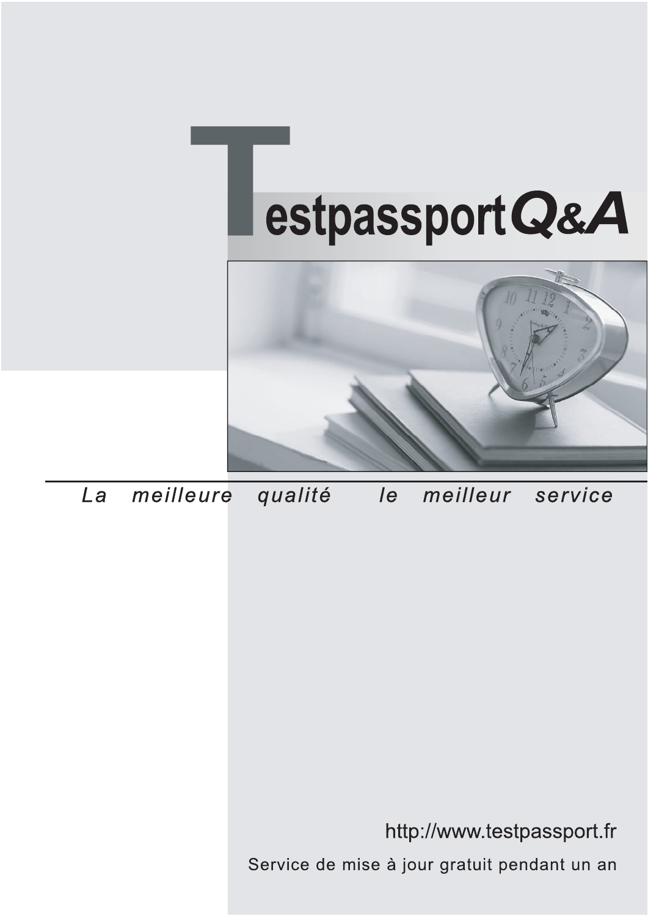# TestpassportQ&A

*La meilleure qualité le meilleur service*

http://www.testpassport.fr

Service de mise à jour gratuit pendant un an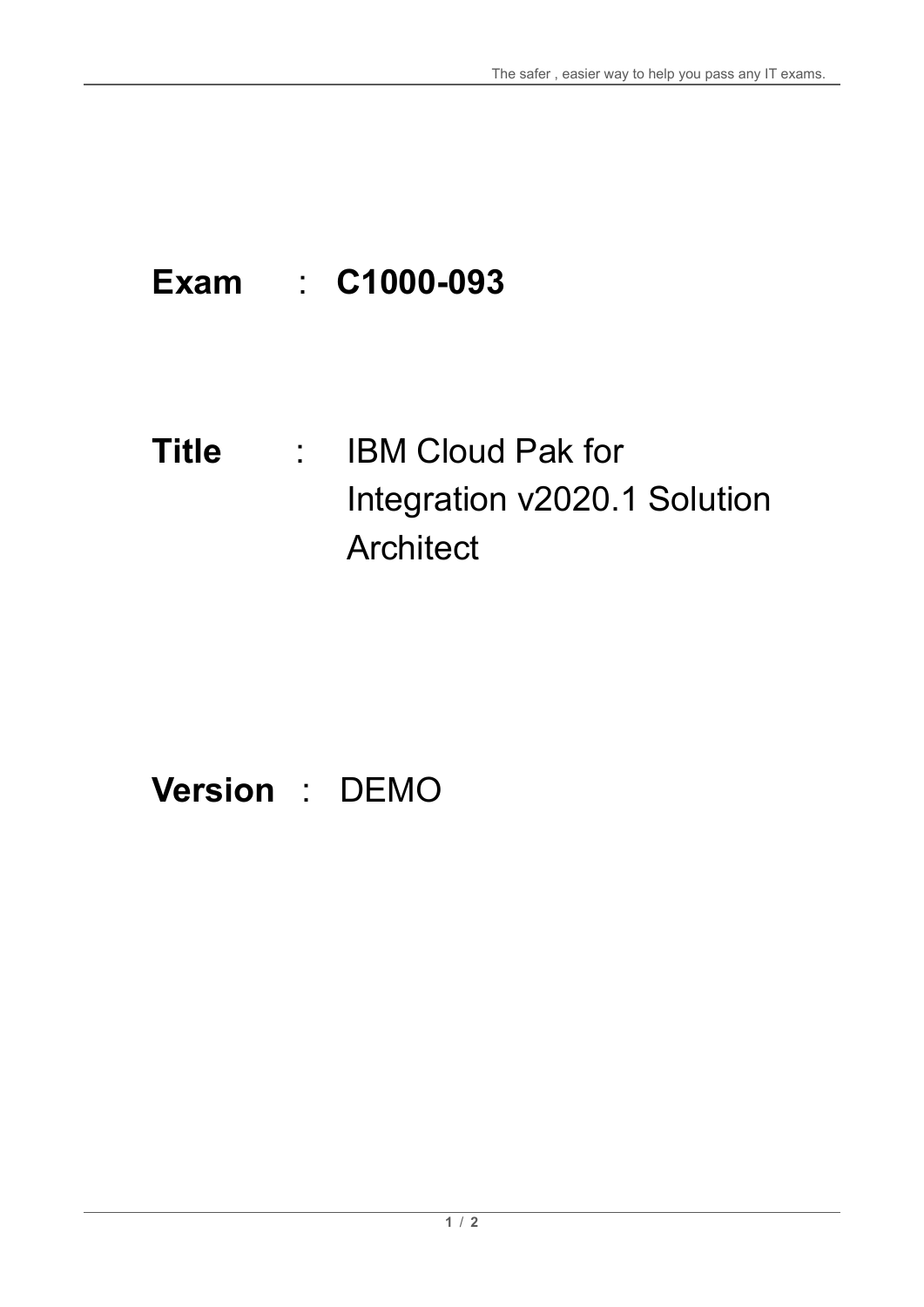**Exam** : **C1000-093**

**Title** : IBM Cloud Pak for Integration v2020.1 Solution Architect

**Version** : DEMO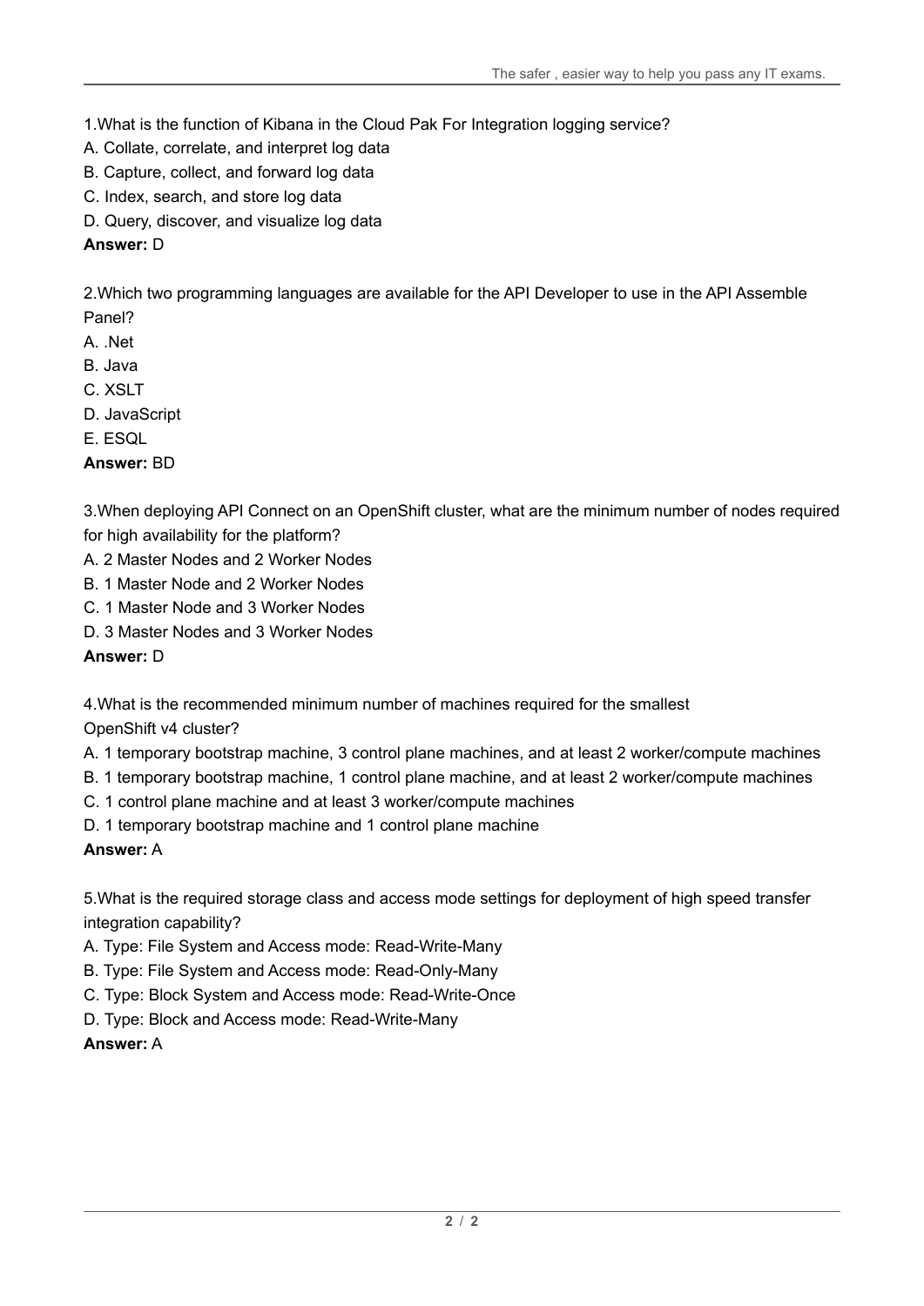1.What is the function of Kibana in the Cloud Pak For Integration logging service?

A. Collate, correlate, and interpret log data

B. Capture, collect, and forward log data

C. Index, search, and store log data

D. Query, discover, and visualize log data

**Answer:** D

2.Which two programming languages are available for the API Developer to use in the API Assemble Panel?

A. .Net

B. Java

C. XSLT

D. JavaScript

E. ESQL

**Answer:** BD

3.When deploying API Connect on an OpenShift cluster, what are the minimum number of nodes required for high availability for the platform?

A. 2 Master Nodes and 2 Worker Nodes

B. 1 Master Node and 2 Worker Nodes

C. 1 Master Node and 3 Worker Nodes

D. 3 Master Nodes and 3 Worker Nodes

**Answer:** D

4.What is the recommended minimum number of machines required for the smallest OpenShift v4 cluster?

A. 1 temporary bootstrap machine, 3 control plane machines, and at least 2 worker/compute machines

B. 1 temporary bootstrap machine, 1 control plane machine, and at least 2 worker/compute machines

C. 1 control plane machine and at least 3 worker/compute machines

D. 1 temporary bootstrap machine and 1 control plane machine

**Answer:** A

5.What is the required storage class and access mode settings for deployment of high speed transfer integration capability?

A. Type: File System and Access mode: Read-Write-Many

B. Type: File System and Access mode: Read-Only-Many

C. Type: Block System and Access mode: Read-Write-Once

D. Type: Block and Access mode: Read-Write-Many

**Answer:** A